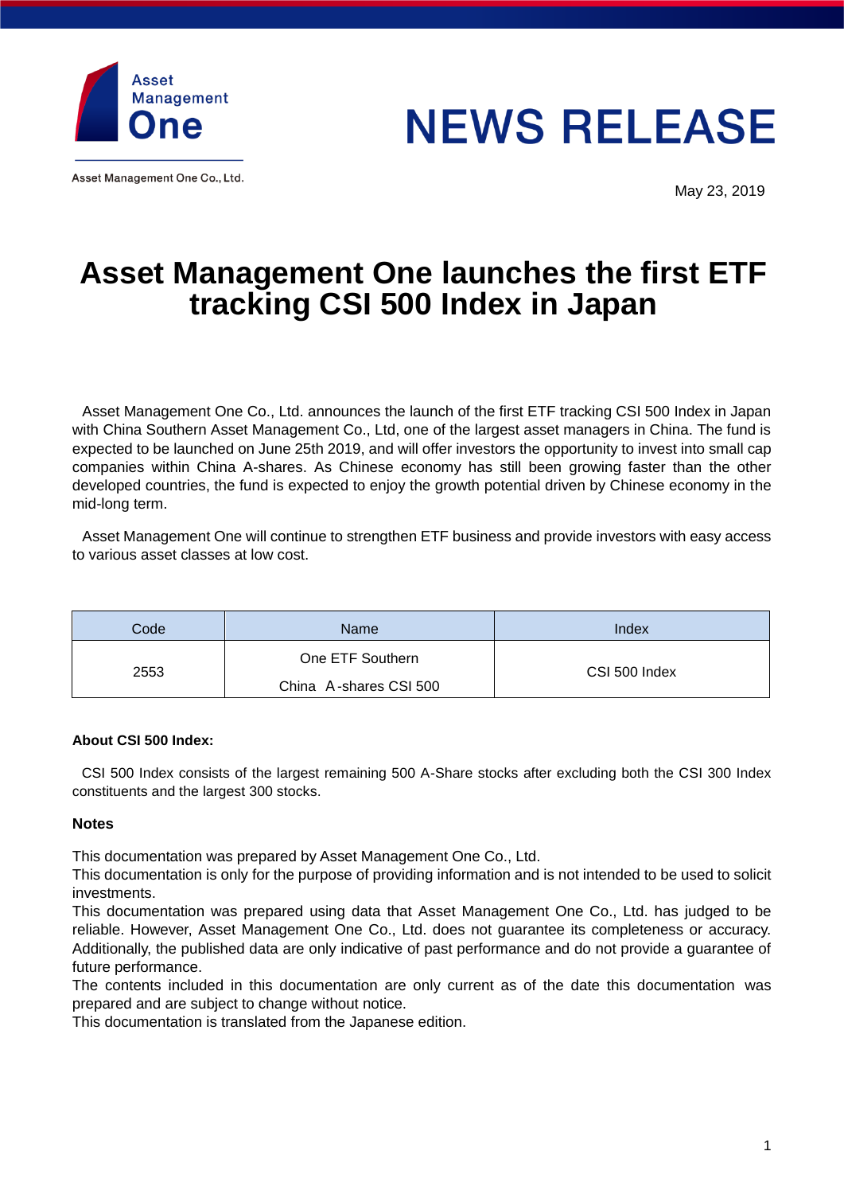Asset Management One

Asset Management One Co., Ltd.

# NEWS RELEASE

May 23, 2019

# Asset Management One launches the first ETF tracking CSI 500 Index in Japan

Asset Management One Co., Ltd. announces the launch of the first ETF tracking CSI 500 Index in Japan with China Southern Asset Management Co., Ltd, one of the largest asset managers in China. The fund is expected to be launched on June 25th 2019, and will offer investors the opportunity to invest into small cap companies within China A-shares. As Chinese economy has still been growing faster than the other developed countries, the fund is expected to enjoy the growth potential driven by Chinese economy in the mid-long term.

Asset Management One will continue to strengthen ETF business and provide investors with easy access to various asset classes at low cost.

| Code | Name | Index |
|---|---|---|
| 2553 | One ETF Southern China A-shares CSI 500 | CSI 500 Index |

**About CSI 500 Index:**

CSI 500 Index consists of the largest remaining 500 A-Share stocks after excluding both the CSI 300 Index constituents and the largest 300 stocks.

**Notes**

This documentation was prepared by Asset Management One Co., Ltd.
This documentation is only for the purpose of providing information and is not intended to be used to solicit investments.
This documentation was prepared using data that Asset Management One Co., Ltd. has judged to be reliable. However, Asset Management One Co., Ltd. does not guarantee its completeness or accuracy. Additionally, the published data are only indicative of past performance and do not provide a guarantee of future performance.
The contents included in this documentation are only current as of the date this documentation was prepared and are subject to change without notice.
This documentation is translated from the Japanese edition.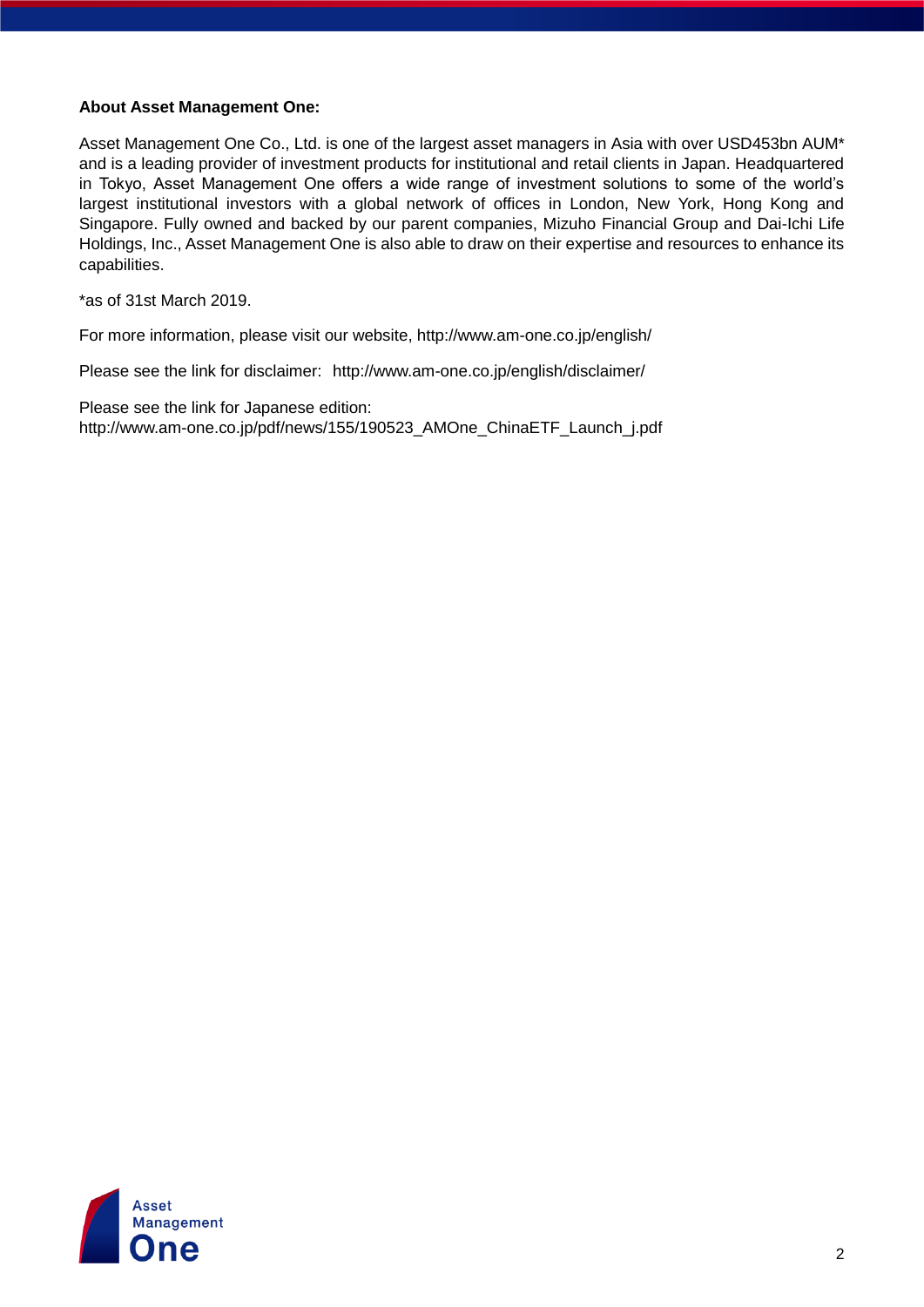**About Asset Management One:**

Asset Management One Co., Ltd. is one of the largest asset managers in Asia with over USD453bn AUM* and is a leading provider of investment products for institutional and retail clients in Japan. Headquartered in Tokyo, Asset Management One offers a wide range of investment solutions to some of the world's largest institutional investors with a global network of offices in London, New York, Hong Kong and Singapore. Fully owned and backed by our parent companies, Mizuho Financial Group and Dai-Ichi Life Holdings, Inc., Asset Management One is also able to draw on their expertise and resources to enhance its capabilities.

*as of 31st March 2019.

For more information, please visit our website, http://www.am-one.co.jp/english/

Please see the link for disclaimer: http://www.am-one.co.jp/english/disclaimer/

Please see the link for Japanese edition:
http://www.am-one.co.jp/pdf/news/155/190523_AMOne_ChinaETF_Launch_j.pdf